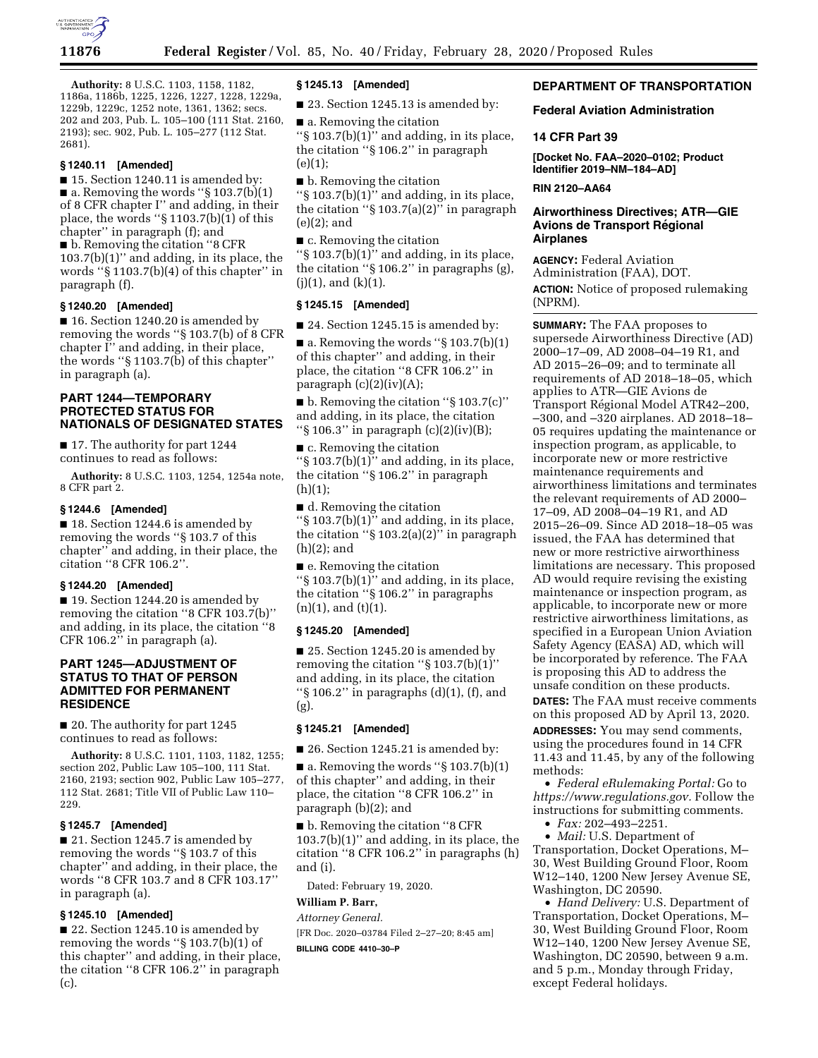**Authority:** 8 U.S.C. 1103, 1158, 1182, 1186a, 1186b, 1225, 1226, 1227, 1228, 1229a, 1229b, 1229c, 1252 note, 1361, 1362; secs. 202 and 203, Pub. L. 105–100 (111 Stat. 2160, 2193); sec. 902, Pub. L. 105–277 (112 Stat. 2681).

**§ 1240.11 [Amended]**

■ 15. Section 1240.11 is amended by:

■ a. Removing the words "§ 103.7(b)(1) of 8 CFR chapter I" and adding, in their place, the words "§ 1103.7(b)(1) of this chapter" in paragraph (f); and

■ b. Removing the citation "8 CFR 103.7(b)(1)" and adding, in its place, the words "§ 1103.7(b)(4) of this chapter" in paragraph (f).

**§ 1240.20 [Amended]**

■ 16. Section 1240.20 is amended by removing the words "§ 103.7(b) of 8 CFR chapter I" and adding, in their place, the words "§ 1103.7(b) of this chapter" in paragraph (a).

## PART 1244—TEMPORARY PROTECTED STATUS FOR NATIONALS OF DESIGNATED STATES

■ 17. The authority for part 1244 continues to read as follows:

**Authority:** 8 U.S.C. 1103, 1254, 1254a note, 8 CFR part 2.

**§ 1244.6 [Amended]**

■ 18. Section 1244.6 is amended by removing the words "§ 103.7 of this chapter" and adding, in their place, the citation "8 CFR 106.2".

**§ 1244.20 [Amended]**

■ 19. Section 1244.20 is amended by removing the citation "8 CFR 103.7(b)" and adding, in its place, the citation "8 CFR 106.2" in paragraph (a).

## PART 1245—ADJUSTMENT OF STATUS TO THAT OF PERSON ADMITTED FOR PERMANENT RESIDENCE

■ 20. The authority for part 1245 continues to read as follows:

**Authority:** 8 U.S.C. 1101, 1103, 1182, 1255; section 202, Public Law 105–100, 111 Stat. 2160, 2193; section 902, Public Law 105–277, 112 Stat. 2681; Title VII of Public Law 110–229.

**§ 1245.7 [Amended]**

■ 21. Section 1245.7 is amended by removing the words "§ 103.7 of this chapter" and adding, in their place, the words "8 CFR 103.7 and 8 CFR 103.17" in paragraph (a).

**§ 1245.10 [Amended]**

■ 22. Section 1245.10 is amended by removing the words "§ 103.7(b)(1) of this chapter" and adding, in their place, the citation "8 CFR 106.2" in paragraph (c).

**§ 1245.13 [Amended]**

■ 23. Section 1245.13 is amended by:

■ a. Removing the citation "§ 103.7(b)(1)" and adding, in its place, the citation "§ 106.2" in paragraph (e)(1);

■ b. Removing the citation "§ 103.7(b)(1)" and adding, in its place, the citation "§ 103.7(a)(2)" in paragraph (e)(2); and

■ c. Removing the citation "§ 103.7(b)(1)" and adding, in its place, the citation "§ 106.2" in paragraphs (g), (j)(1), and (k)(1).

**§ 1245.15 [Amended]**

■ 24. Section 1245.15 is amended by:

■ a. Removing the words "§ 103.7(b)(1) of this chapter" and adding, in their place, the citation "8 CFR 106.2" in paragraph (c)(2)(iv)(A);

■ b. Removing the citation "§ 103.7(c)" and adding, in its place, the citation "§ 106.3" in paragraph (c)(2)(iv)(B);

■ c. Removing the citation "§ 103.7(b)(1)" and adding, in its place, the citation "§ 106.2" in paragraph (h)(1);

■ d. Removing the citation "§ 103.7(b)(1)" and adding, in its place, the citation "§ 103.2(a)(2)" in paragraph (h)(2); and

■ e. Removing the citation "§ 103.7(b)(1)" and adding, in its place, the citation "§ 106.2" in paragraphs (n)(1), and (t)(1).

**§ 1245.20 [Amended]**

■ 25. Section 1245.20 is amended by removing the citation "§ 103.7(b)(1)" and adding, in its place, the citation "§ 106.2" in paragraphs (d)(1), (f), and (g).

**§ 1245.21 [Amended]**

■ 26. Section 1245.21 is amended by:

■ a. Removing the words "§ 103.7(b)(1) of this chapter" and adding, in their place, the citation "8 CFR 106.2" in paragraph (b)(2); and

■ b. Removing the citation "8 CFR 103.7(b)(1)" and adding, in its place, the citation "8 CFR 106.2" in paragraphs (h) and (i).

Dated: February 19, 2020.

**William P. Barr,**

*Attorney General.*

[FR Doc. 2020–03784 Filed 2–27–20; 8:45 am]

**BILLING CODE 4410–30–P**

## DEPARTMENT OF TRANSPORTATION

## Federal Aviation Administration

## 14 CFR Part 39

**[Docket No. FAA–2020–0102; Product Identifier 2019–NM–184–AD]**

**RIN 2120–AA64**

## Airworthiness Directives; ATR—GIE Avions de Transport Régional Airplanes

**AGENCY:** Federal Aviation Administration (FAA), DOT.

**ACTION:** Notice of proposed rulemaking (NPRM).

**SUMMARY:** The FAA proposes to supersede Airworthiness Directive (AD) 2000–17–09, AD 2008–04–19 R1, and AD 2015–26–09; and to terminate all requirements of AD 2018–18–05, which applies to ATR—GIE Avions de Transport Régional Model ATR42–200, –300, and –320 airplanes. AD 2018–18–05 requires updating the maintenance or inspection program, as applicable, to incorporate new or more restrictive maintenance requirements and airworthiness limitations and terminates the relevant requirements of AD 2000–17–09, AD 2008–04–19 R1, and AD 2015–26–09. Since AD 2018–18–05 was issued, the FAA has determined that new or more restrictive airworthiness limitations are necessary. This proposed AD would require revising the existing maintenance or inspection program, as applicable, to incorporate new or more restrictive airworthiness limitations, as specified in a European Union Aviation Safety Agency (EASA) AD, which will be incorporated by reference. The FAA is proposing this AD to address the unsafe condition on these products.

**DATES:** The FAA must receive comments on this proposed AD by April 13, 2020.

**ADDRESSES:** You may send comments, using the procedures found in 14 CFR 11.43 and 11.45, by any of the following methods:

- *Federal eRulemaking Portal:* Go to *https://www.regulations.gov*. Follow the instructions for submitting comments.
- *Fax:* 202–493–2251.
- *Mail:* U.S. Department of Transportation, Docket Operations, M–30, West Building Ground Floor, Room W12–140, 1200 New Jersey Avenue SE, Washington, DC 20590.
- *Hand Delivery:* U.S. Department of Transportation, Docket Operations, M–30, West Building Ground Floor, Room W12–140, 1200 New Jersey Avenue SE, Washington, DC 20590, between 9 a.m. and 5 p.m., Monday through Friday, except Federal holidays.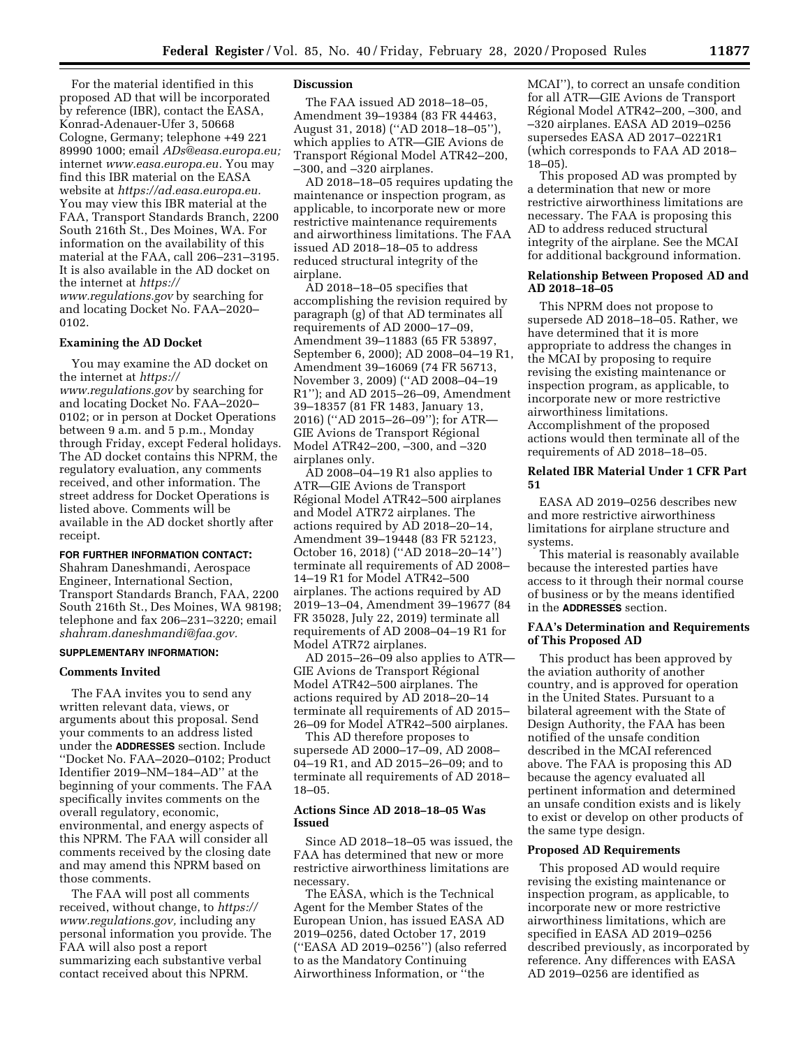For the material identified in this proposed AD that will be incorporated by reference (IBR), contact the EASA, Konrad-Adenauer-Ufer 3, 50668 Cologne, Germany; telephone +49 221 89990 1000; email *ADs@easa.europa.eu;* internet *www.easa.europa.eu.* You may find this IBR material on the EASA website at *https://ad.easa.europa.eu.* You may view this IBR material at the FAA, Transport Standards Branch, 2200 South 216th St., Des Moines, WA. For information on the availability of this material at the FAA, call 206–231–3195. It is also available in the AD docket on the internet at *https://www.regulations.gov* by searching for and locating Docket No. FAA–2020–0102.

**Examining the AD Docket**

You may examine the AD docket on the internet at *https://www.regulations.gov* by searching for and locating Docket No. FAA–2020–0102; or in person at Docket Operations between 9 a.m. and 5 p.m., Monday through Friday, except Federal holidays. The AD docket contains this NPRM, the regulatory evaluation, any comments received, and other information. The street address for Docket Operations is listed above. Comments will be available in the AD docket shortly after receipt.

**FOR FURTHER INFORMATION CONTACT:** Shahram Daneshmandi, Aerospace Engineer, International Section, Transport Standards Branch, FAA, 2200 South 216th St., Des Moines, WA 98198; telephone and fax 206–231–3220; email *shahram.daneshmandi@faa.gov.*

**SUPPLEMENTARY INFORMATION:**

**Comments Invited**

The FAA invites you to send any written relevant data, views, or arguments about this proposal. Send your comments to an address listed under the **ADDRESSES** section. Include ''Docket No. FAA–2020–0102; Product Identifier 2019–NM–184–AD'' at the beginning of your comments. The FAA specifically invites comments on the overall regulatory, economic, environmental, and energy aspects of this NPRM. The FAA will consider all comments received by the closing date and may amend this NPRM based on those comments.

The FAA will post all comments received, without change, to *https://www.regulations.gov,* including any personal information you provide. The FAA will also post a report summarizing each substantive verbal contact received about this NPRM.

**Discussion**

The FAA issued AD 2018–18–05, Amendment 39–19384 (83 FR 44463, August 31, 2018) (''AD 2018–18–05''), which applies to ATR—GIE Avions de Transport Régional Model ATR42–200, –300, and –320 airplanes.

AD 2018–18–05 requires updating the maintenance or inspection program, as applicable, to incorporate new or more restrictive maintenance requirements and airworthiness limitations. The FAA issued AD 2018–18–05 to address reduced structural integrity of the airplane.

AD 2018–18–05 specifies that accomplishing the revision required by paragraph (g) of that AD terminates all requirements of AD 2000–17–09, Amendment 39–11883 (65 FR 53897, September 6, 2000); AD 2008–04–19 R1, Amendment 39–16069 (74 FR 56713, November 3, 2009) (''AD 2008–04–19 R1''); and AD 2015–26–09, Amendment 39–18357 (81 FR 1483, January 13, 2016) (''AD 2015–26–09''); for ATR—GIE Avions de Transport Régional Model ATR42–200, –300, and –320 airplanes only.

AD 2008–04–19 R1 also applies to ATR—GIE Avions de Transport Régional Model ATR42–500 airplanes and Model ATR72 airplanes. The actions required by AD 2018–20–14, Amendment 39–19448 (83 FR 52123, October 16, 2018) (''AD 2018–20–14'') terminate all requirements of AD 2008–14–19 R1 for Model ATR42–500 airplanes. The actions required by AD 2019–13–04, Amendment 39–19677 (84 FR 35028, July 22, 2019) terminate all requirements of AD 2008–04–19 R1 for Model ATR72 airplanes.

AD 2015–26–09 also applies to ATR—GIE Avions de Transport Régional Model ATR42–500 airplanes. The actions required by AD 2018–20–14 terminate all requirements of AD 2015–26–09 for Model ATR42–500 airplanes.

This AD therefore proposes to supersede AD 2000–17–09, AD 2008–04–19 R1, and AD 2015–26–09; and to terminate all requirements of AD 2018–18–05.

**Actions Since AD 2018–18–05 Was Issued**

Since AD 2018–18–05 was issued, the FAA has determined that new or more restrictive airworthiness limitations are necessary.

The EASA, which is the Technical Agent for the Member States of the European Union, has issued EASA AD 2019–0256, dated October 17, 2019 (''EASA AD 2019–0256'') (also referred to as the Mandatory Continuing Airworthiness Information, or ''the MCAI''), to correct an unsafe condition for all ATR—GIE Avions de Transport Régional Model ATR42–200, –300, and –320 airplanes. EASA AD 2019–0256 supersedes EASA AD 2017–0221R1 (which corresponds to FAA AD 2018–18–05).

This proposed AD was prompted by a determination that new or more restrictive airworthiness limitations are necessary. The FAA is proposing this AD to address reduced structural integrity of the airplane. See the MCAI for additional background information.

**Relationship Between Proposed AD and AD 2018–18–05**

This NPRM does not propose to supersede AD 2018–18–05. Rather, we have determined that it is more appropriate to address the changes in the MCAI by proposing to require revising the existing maintenance or inspection program, as applicable, to incorporate new or more restrictive airworthiness limitations. Accomplishment of the proposed actions would then terminate all of the requirements of AD 2018–18–05.

**Related IBR Material Under 1 CFR Part 51**

EASA AD 2019–0256 describes new and more restrictive airworthiness limitations for airplane structure and systems.

This material is reasonably available because the interested parties have access to it through their normal course of business or by the means identified in the **ADDRESSES** section.

**FAA's Determination and Requirements of This Proposed AD**

This product has been approved by the aviation authority of another country, and is approved for operation in the United States. Pursuant to a bilateral agreement with the State of Design Authority, the FAA has been notified of the unsafe condition described in the MCAI referenced above. The FAA is proposing this AD because the agency evaluated all pertinent information and determined an unsafe condition exists and is likely to exist or develop on other products of the same type design.

**Proposed AD Requirements**

This proposed AD would require revising the existing maintenance or inspection program, as applicable, to incorporate new or more restrictive airworthiness limitations, which are specified in EASA AD 2019–0256 described previously, as incorporated by reference. Any differences with EASA AD 2019–0256 are identified as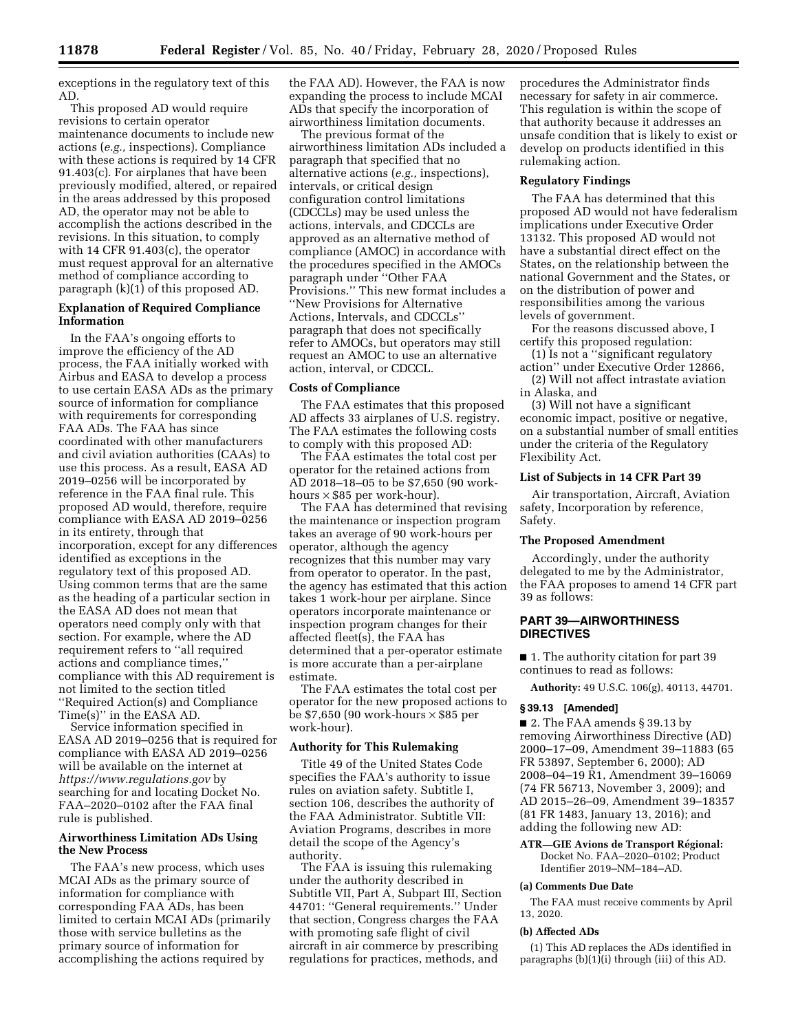exceptions in the regulatory text of this AD.

This proposed AD would require revisions to certain operator maintenance documents to include new actions (*e.g.,* inspections). Compliance with these actions is required by 14 CFR 91.403(c). For airplanes that have been previously modified, altered, or repaired in the areas addressed by this proposed AD, the operator may not be able to accomplish the actions described in the revisions. In this situation, to comply with 14 CFR 91.403(c), the operator must request approval for an alternative method of compliance according to paragraph (k)(1) of this proposed AD.

### Explanation of Required Compliance Information

In the FAA's ongoing efforts to improve the efficiency of the AD process, the FAA initially worked with Airbus and EASA to develop a process to use certain EASA ADs as the primary source of information for compliance with requirements for corresponding FAA ADs. The FAA has since coordinated with other manufacturers and civil aviation authorities (CAAs) to use this process. As a result, EASA AD 2019–0256 will be incorporated by reference in the FAA final rule. This proposed AD would, therefore, require compliance with EASA AD 2019–0256 in its entirety, through that incorporation, except for any differences identified as exceptions in the regulatory text of this proposed AD. Using common terms that are the same as the heading of a particular section in the EASA AD does not mean that operators need comply only with that section. For example, where the AD requirement refers to ''all required actions and compliance times,'' compliance with this AD requirement is not limited to the section titled ''Required Action(s) and Compliance Time(s)'' in the EASA AD.

Service information specified in EASA AD 2019–0256 that is required for compliance with EASA AD 2019–0256 will be available on the internet at *https://www.regulations.gov* by searching for and locating Docket No. FAA–2020–0102 after the FAA final rule is published.

### Airworthiness Limitation ADs Using the New Process

The FAA's new process, which uses MCAI ADs as the primary source of information for compliance with corresponding FAA ADs, has been limited to certain MCAI ADs (primarily those with service bulletins as the primary source of information for accomplishing the actions required by the FAA AD). However, the FAA is now expanding the process to include MCAI ADs that specify the incorporation of airworthiness limitation documents.

The previous format of the airworthiness limitation ADs included a paragraph that specified that no alternative actions (*e.g.,* inspections), intervals, or critical design configuration control limitations (CDCCLs) may be used unless the actions, intervals, and CDCCLs are approved as an alternative method of compliance (AMOC) in accordance with the procedures specified in the AMOCs paragraph under ''Other FAA Provisions.'' This new format includes a ''New Provisions for Alternative Actions, Intervals, and CDCCLs'' paragraph that does not specifically refer to AMOCs, but operators may still request an AMOC to use an alternative action, interval, or CDCCL.

### Costs of Compliance

The FAA estimates that this proposed AD affects 33 airplanes of U.S. registry. The FAA estimates the following costs to comply with this proposed AD:

The FAA estimates the total cost per operator for the retained actions from AD 2018–18–05 to be $7,650 (90 work-hours × $85 per work-hour).

The FAA has determined that revising the maintenance or inspection program takes an average of 90 work-hours per operator, although the agency recognizes that this number may vary from operator to operator. In the past, the agency has estimated that this action takes 1 work-hour per airplane. Since operators incorporate maintenance or inspection program changes for their affected fleet(s), the FAA has determined that a per-operator estimate is more accurate than a per-airplane estimate.

The FAA estimates the total cost per operator for the new proposed actions to be $7,650 (90 work-hours × $85 per work-hour).

### Authority for This Rulemaking

Title 49 of the United States Code specifies the FAA's authority to issue rules on aviation safety. Subtitle I, section 106, describes the authority of the FAA Administrator. Subtitle VII: Aviation Programs, describes in more detail the scope of the Agency's authority.

The FAA is issuing this rulemaking under the authority described in Subtitle VII, Part A, Subpart III, Section 44701: ''General requirements.'' Under that section, Congress charges the FAA with promoting safe flight of civil aircraft in air commerce by prescribing regulations for practices, methods, and procedures the Administrator finds necessary for safety in air commerce. This regulation is within the scope of that authority because it addresses an unsafe condition that is likely to exist or develop on products identified in this rulemaking action.

### Regulatory Findings

The FAA has determined that this proposed AD would not have federalism implications under Executive Order 13132. This proposed AD would not have a substantial direct effect on the States, on the relationship between the national Government and the States, or on the distribution of power and responsibilities among the various levels of government.

For the reasons discussed above, I certify this proposed regulation:

(1) Is not a ''significant regulatory action'' under Executive Order 12866,

(2) Will not affect intrastate aviation in Alaska, and

(3) Will not have a significant economic impact, positive or negative, on a substantial number of small entities under the criteria of the Regulatory Flexibility Act.

### List of Subjects in 14 CFR Part 39

Air transportation, Aircraft, Aviation safety, Incorporation by reference, Safety.

### The Proposed Amendment

Accordingly, under the authority delegated to me by the Administrator, the FAA proposes to amend 14 CFR part 39 as follows:

## PART 39—AIRWORTHINESS DIRECTIVES

■ 1. The authority citation for part 39 continues to read as follows:

**Authority:** 49 U.S.C. 106(g), 40113, 44701.

### § 39.13 [Amended]

■ 2. The FAA amends § 39.13 by removing Airworthiness Directive (AD) 2000–17–09, Amendment 39–11883 (65 FR 53897, September 6, 2000); AD 2008–04–19 R1, Amendment 39–16069 (74 FR 56713, November 3, 2009); and AD 2015–26–09, Amendment 39–18357 (81 FR 1483, January 13, 2016); and adding the following new AD:

**ATR—GIE Avions de Transport Régional:** Docket No. FAA–2020–0102; Product Identifier 2019–NM–184–AD.

#### (a) Comments Due Date

The FAA must receive comments by April 13, 2020.

#### (b) Affected ADs

(1) This AD replaces the ADs identified in paragraphs (b)(1)(i) through (iii) of this AD.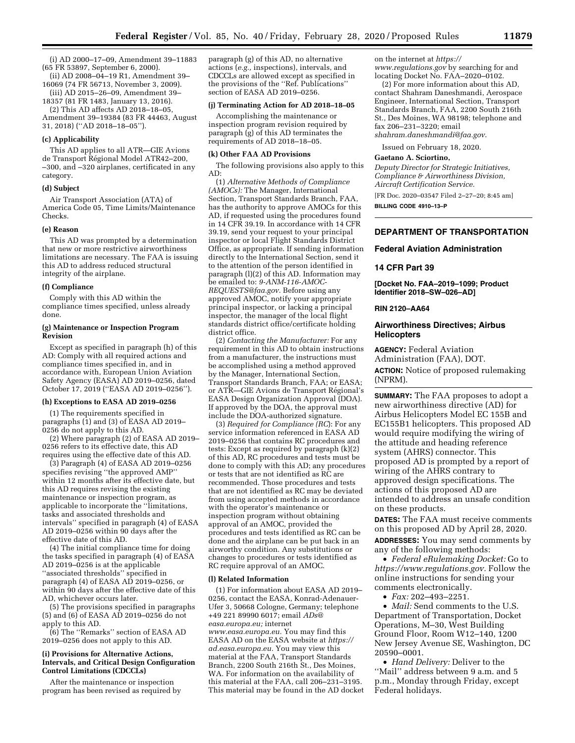(i) AD 2000–17–09, Amendment 39–11883 (65 FR 53897, September 6, 2000).

(ii) AD 2008–04–19 R1, Amendment 39–16069 (74 FR 56713, November 3, 2009).

(iii) AD 2015–26–09, Amendment 39–18357 (81 FR 1483, January 13, 2016).

(2) This AD affects AD 2018–18–05, Amendment 39–19384 (83 FR 44463, August 31, 2018) (''AD 2018–18–05'').

**(c) Applicability**

This AD applies to all ATR—GIE Avions de Transport Régional Model ATR42–200, –300, and –320 airplanes, certificated in any category.

**(d) Subject**

Air Transport Association (ATA) of America Code 05, Time Limits/Maintenance Checks.

**(e) Reason**

This AD was prompted by a determination that new or more restrictive airworthiness limitations are necessary. The FAA is issuing this AD to address reduced structural integrity of the airplane.

**(f) Compliance**

Comply with this AD within the compliance times specified, unless already done.

**(g) Maintenance or Inspection Program Revision**

Except as specified in paragraph (h) of this AD: Comply with all required actions and compliance times specified in, and in accordance with, European Union Aviation Safety Agency (EASA) AD 2019–0256, dated October 17, 2019 (''EASA AD 2019–0256'').

**(h) Exceptions to EASA AD 2019–0256**

(1) The requirements specified in paragraphs (1) and (3) of EASA AD 2019–0256 do not apply to this AD.

(2) Where paragraph (2) of EASA AD 2019–0256 refers to its effective date, this AD requires using the effective date of this AD.

(3) Paragraph (4) of EASA AD 2019–0256 specifies revising ''the approved AMP'' within 12 months after its effective date, but this AD requires revising the existing maintenance or inspection program, as applicable to incorporate the ''limitations, tasks and associated thresholds and intervals'' specified in paragraph (4) of EASA AD 2019–0256 within 90 days after the effective date of this AD.

(4) The initial compliance time for doing the tasks specified in paragraph (4) of EASA AD 2019–0256 is at the applicable ''associated thresholds'' specified in paragraph (4) of EASA AD 2019–0256, or within 90 days after the effective date of this AD, whichever occurs later.

(5) The provisions specified in paragraphs (5) and (6) of EASA AD 2019–0256 do not apply to this AD.

(6) The ''Remarks'' section of EASA AD 2019–0256 does not apply to this AD.

**(i) Provisions for Alternative Actions, Intervals, and Critical Design Configuration Control Limitations (CDCCLs)**

After the maintenance or inspection program has been revised as required by paragraph (g) of this AD, no alternative actions (*e.g.,* inspections), intervals, and CDCCLs are allowed except as specified in the provisions of the ''Ref. Publications'' section of EASA AD 2019–0256.

**(j) Terminating Action for AD 2018–18–05**

Accomplishing the maintenance or inspection program revision required by paragraph (g) of this AD terminates the requirements of AD 2018–18–05.

**(k) Other FAA AD Provisions**

The following provisions also apply to this AD:

(1) *Alternative Methods of Compliance (AMOCs):* The Manager, International Section, Transport Standards Branch, FAA, has the authority to approve AMOCs for this AD, if requested using the procedures found in 14 CFR 39.19. In accordance with 14 CFR 39.19, send your request to your principal inspector or local Flight Standards District Office, as appropriate. If sending information directly to the International Section, send it to the attention of the person identified in paragraph (l)(2) of this AD. Information may be emailed to: *9-ANM-116-AMOC-REQUESTS@faa.gov*. Before using any approved AMOC, notify your appropriate principal inspector, or lacking a principal inspector, the manager of the local flight standards district office/certificate holding district office.

(2) *Contacting the Manufacturer:* For any requirement in this AD to obtain instructions from a manufacturer, the instructions must be accomplished using a method approved by the Manager, International Section, Transport Standards Branch, FAA; or EASA; or ATR—GIE Avions de Transport Régional's EASA Design Organization Approval (DOA). If approved by the DOA, the approval must include the DOA-authorized signature.

(3) *Required for Compliance (RC)*: For any service information referenced in EASA AD 2019–0256 that contains RC procedures and tests: Except as required by paragraph (k)(2) of this AD, RC procedures and tests must be done to comply with this AD; any procedures or tests that are not identified as RC are recommended. Those procedures and tests that are not identified as RC may be deviated from using accepted methods in accordance with the operator's maintenance or inspection program without obtaining approval of an AMOC, provided the procedures and tests identified as RC can be done and the airplane can be put back in an airworthy condition. Any substitutions or changes to procedures or tests identified as RC require approval of an AMOC.

**(l) Related Information**

(1) For information about EASA AD 2019–0256, contact the EASA, Konrad-Adenauer-Ufer 3, 50668 Cologne, Germany; telephone +49 221 89990 6017; email *ADs@easa.europa.eu;* internet *www.easa.europa.eu*. You may find this EASA AD on the EASA website at *https://ad.easa.europa.eu*. You may view this material at the FAA, Transport Standards Branch, 2200 South 216th St., Des Moines, WA. For information on the availability of this material at the FAA, call 206–231–3195. This material may be found in the AD docket on the internet at *https://www.regulations.gov* by searching for and locating Docket No. FAA–2020–0102.

(2) For more information about this AD, contact Shahram Daneshmandi, Aerospace Engineer, International Section, Transport Standards Branch, FAA, 2200 South 216th St., Des Moines, WA 98198; telephone and fax 206–231–3220; email *shahram.daneshmandi@faa.gov*.

Issued on February 18, 2020.

**Gaetano A. Sciortino,**

*Deputy Director for Strategic Initiatives, Compliance & Airworthiness Division, Aircraft Certification Service.*

[FR Doc. 2020–03547 Filed 2–27–20; 8:45 am]

**BILLING CODE 4910–13–P**

---

## DEPARTMENT OF TRANSPORTATION

## Federal Aviation Administration

## 14 CFR Part 39

**[Docket No. FAA–2019–1099; Product Identifier 2018–SW–026–AD]**

**RIN 2120–AA64**

## Airworthiness Directives; Airbus Helicopters

**AGENCY:** Federal Aviation Administration (FAA), DOT.

**ACTION:** Notice of proposed rulemaking (NPRM).

**SUMMARY:** The FAA proposes to adopt a new airworthiness directive (AD) for Airbus Helicopters Model EC 155B and EC155B1 helicopters. This proposed AD would require modifying the wiring of the attitude and heading reference system (AHRS) connector. This proposed AD is prompted by a report of wiring of the AHRS contrary to approved design specifications. The actions of this proposed AD are intended to address an unsafe condition on these products.

**DATES:** The FAA must receive comments on this proposed AD by April 28, 2020.

**ADDRESSES:** You may send comments by any of the following methods:

- *Federal eRulemaking Docket:* Go to *https://www.regulations.gov.* Follow the online instructions for sending your comments electronically.
- *Fax:* 202–493–2251.
- *Mail:* Send comments to the U.S. Department of Transportation, Docket Operations, M–30, West Building Ground Floor, Room W12–140, 1200 New Jersey Avenue SE, Washington, DC 20590–0001.
- *Hand Delivery:* Deliver to the ''Mail'' address between 9 a.m. and 5 p.m., Monday through Friday, except Federal holidays.